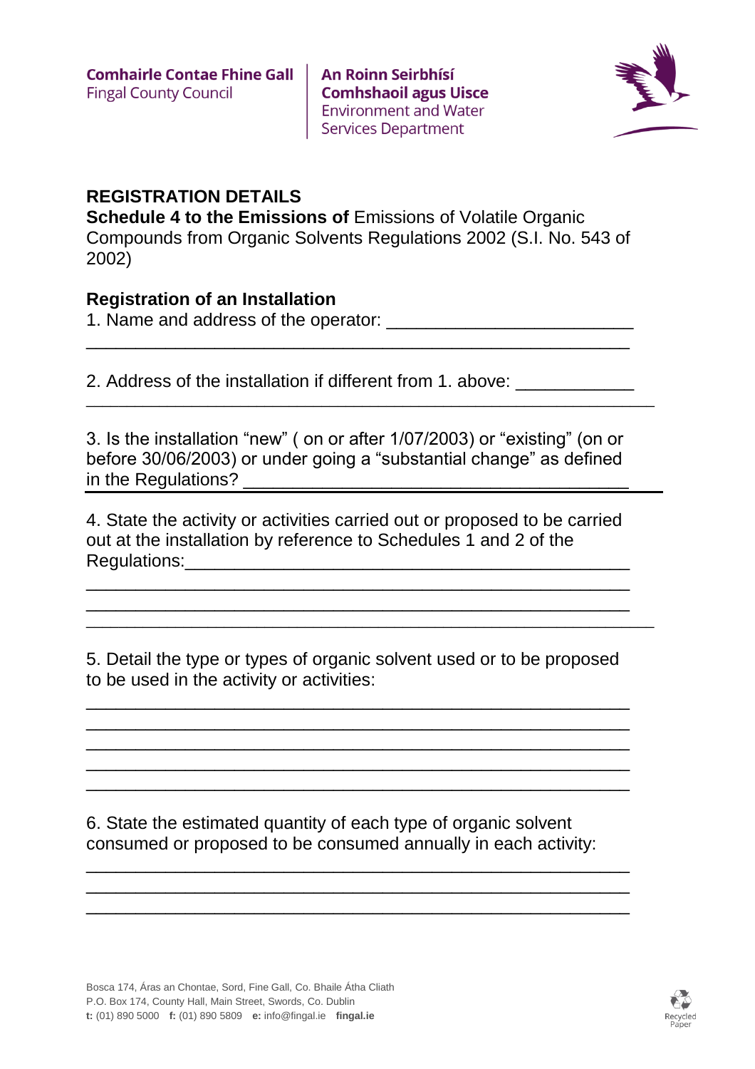Comhairle Contae Fhine Gall
Fingal County Council

An Roinn Seirbhísí Comhshaoil agus Uisce
Environment and Water Services Department

## REGISTRATION DETAILS

**Schedule 4 to the Emissions of** Emissions of Volatile Organic Compounds from Organic Solvents Regulations 2002 (S.I. No. 543 of 2002)

### Registration of an Installation

1. Name and address of the operator: ________________________
_______________________________________________________

2. Address of the installation if different from 1. above: ___________
_________________________________________________________

3. Is the installation "new" ( on or after 1/07/2003) or "existing" (on or before 30/06/2003) or under going a "substantial change" as defined in the Regulations? _______________________________________

4. State the activity or activities carried out or proposed to be carried out at the installation by reference to Schedules 1 and 2 of the Regulations:______________________________________________
_______________________________________________________
_______________________________________________________
_________________________________________________________

5. Detail the type or types of organic solvent used or to be proposed to be used in the activity or activities:
_______________________________________________________
_______________________________________________________
_______________________________________________________
_______________________________________________________
_______________________________________________________

6. State the estimated quantity of each type of organic solvent consumed or proposed to be consumed annually in each activity:
_______________________________________________________
_______________________________________________________
_______________________________________________________

Bosca 174, Áras an Chontae, Sord, Fine Gall, Co. Bhaile Átha Cliath
P.O. Box 174, County Hall, Main Street, Swords, Co. Dublin
**t:** (01) 890 5000 **f:** (01) 890 5809 **e:** info@fingal.ie **fingal.ie**

Recycled Paper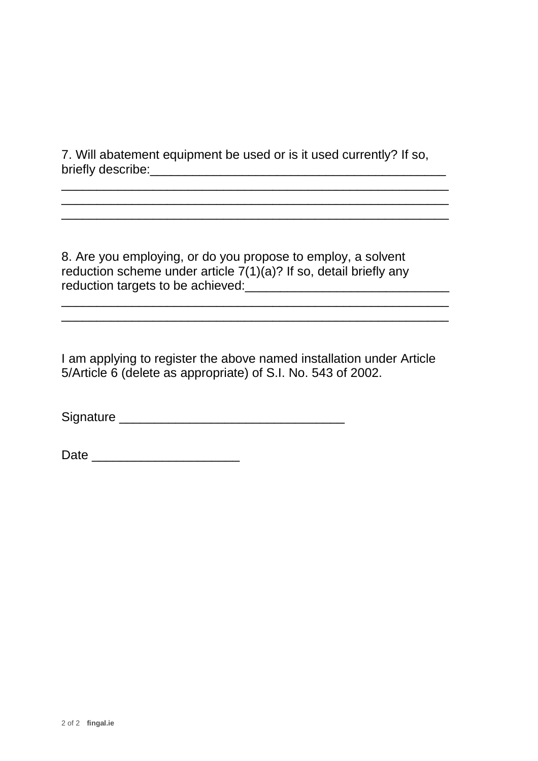7. Will abatement equipment be used or is it used currently? If so, briefly describe:___________________________________________
__________________________________________________________
__________________________________________________________
__________________________________________________________

8. Are you employing, or do you propose to employ, a solvent reduction scheme under article 7(1)(a)? If so, detail briefly any reduction targets to be achieved:_____________________________
__________________________________________________________
__________________________________________________________

I am applying to register the above named installation under Article 5/Article 6 (delete as appropriate) of S.I. No. 543 of 2002.

Signature ________________________________

Date _____________________